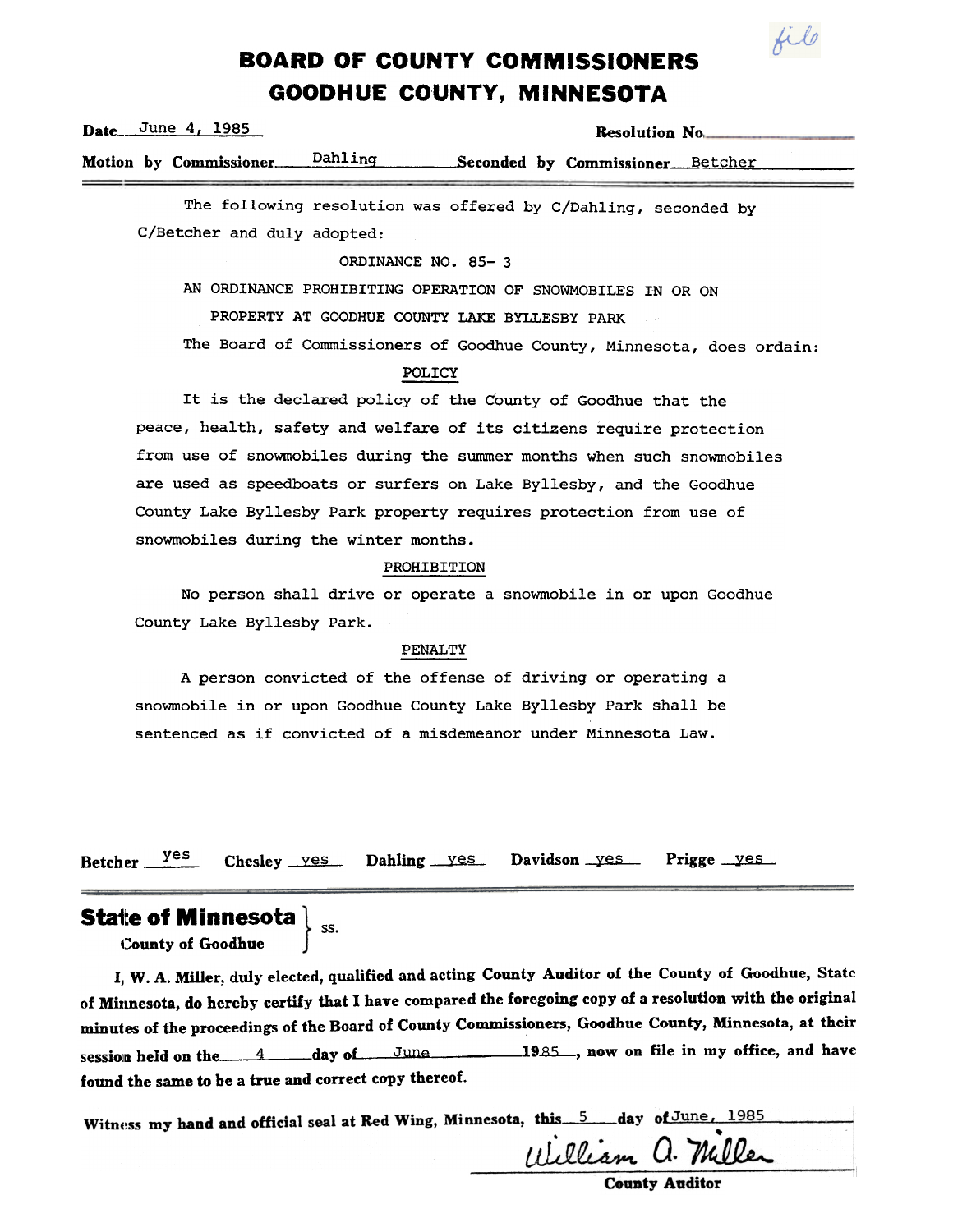file

# BOARD OF COUNTY COMMISSIONERS
# GOODHUE COUNTY, MINNESOTA

**Date** June 4, 1985 **Resolution No.** ______

**Motion by Commissioner** Dahling **Seconded by Commissioner** Betcher

The following resolution was offered by C/Dahling, seconded by C/Betcher and duly adopted:

ORDINANCE NO. 85- 3

AN ORDINANCE PROHIBITING OPERATION OF SNOWMOBILES IN OR ON PROPERTY AT GOODHUE COUNTY LAKE BYLLESBY PARK

The Board of Commissioners of Goodhue County, Minnesota, does ordain:

POLICY

It is the declared policy of the County of Goodhue that the peace, health, safety and welfare of its citizens require protection from use of snowmobiles during the summer months when such snowmobiles are used as speedboats or surfers on Lake Byllesby, and the Goodhue County Lake Byllesby Park property requires protection from use of snowmobiles during the winter months.

PROHIBITION

No person shall drive or operate a snowmobile in or upon Goodhue County Lake Byllesby Park.

PENALTY

A person convicted of the offense of driving or operating a snowmobile in or upon Goodhue County Lake Byllesby Park shall be sentenced as if convicted of a misdemeanor under Minnesota Law.

**Betcher** yes **Chesley** yes **Dahling** yes **Davidson** yes **Prigge** yes

**State of Minnesota**
**County of Goodhue** } ss.

I, W. A. Miller, duly elected, qualified and acting County Auditor of the County of Goodhue, State of Minnesota, do hereby certify that I have compared the foregoing copy of a resolution with the original minutes of the proceedings of the Board of County Commissioners, Goodhue County, Minnesota, at their session held on the 4 day of June 1985, now on file in my office, and have found the same to be a true and correct copy thereof.

Witness my hand and official seal at Red Wing, Minnesota, this 5 day of June, 1985

William A. Miller
**County Auditor**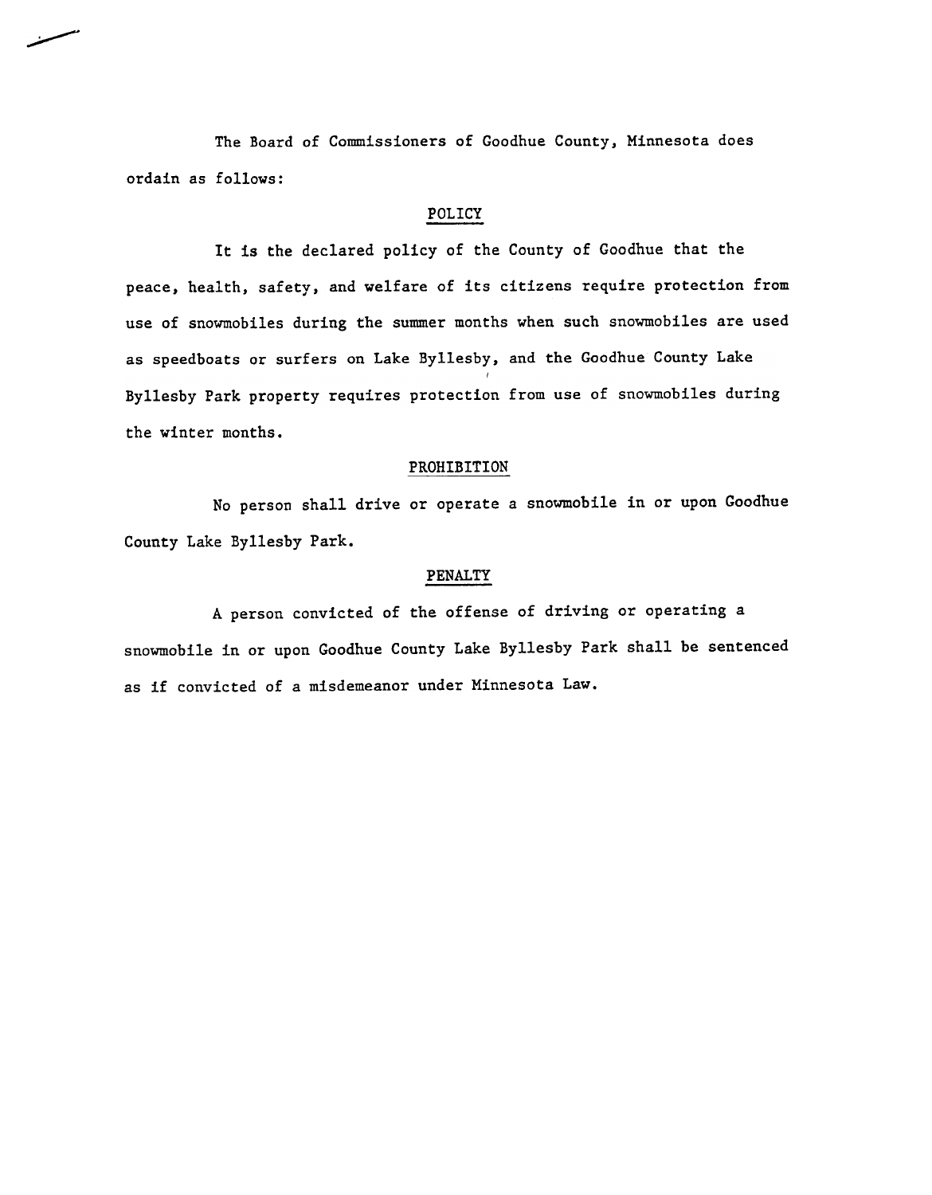The Board of Commissioners of Goodhue County, Minnesota does ordain as follows:

## POLICY

It is the declared policy of the County of Goodhue that the peace, health, safety, and welfare of its citizens require protection from use of snowmobiles during the summer months when such snowmobiles are used as speedboats or surfers on Lake Byllesby, and the Goodhue County Lake Byllesby Park property requires protection from use of snowmobiles during the winter months.

## PROHIBITION

No person shall drive or operate a snowmobile in or upon Goodhue County Lake Byllesby Park.

## PENALTY

A person convicted of the offense of driving or operating a snowmobile in or upon Goodhue County Lake Byllesby Park shall be sentenced as if convicted of a misdemeanor under Minnesota Law.